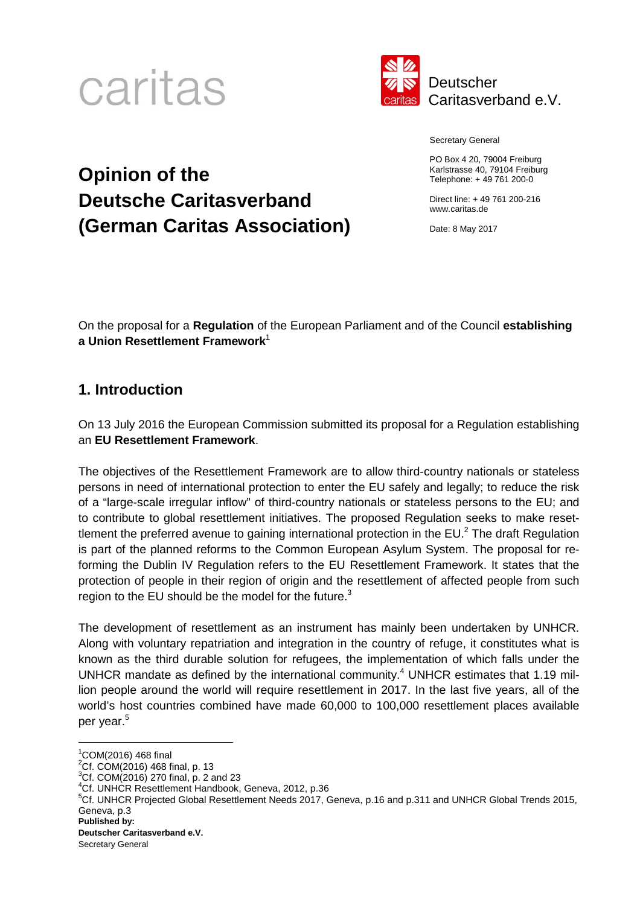caritas

Deutscher Caritasverband e.V.

Secretary General

PO Box 4 20, 79004 Freiburg
Karlstrasse 40, 79104 Freiburg
Telephone: + 49 761 200-0

Direct line: + 49 761 200-216
www.caritas.de

Date: 8 May 2017

# Opinion of the Deutsche Caritasverband (German Caritas Association)

On the proposal for a **Regulation** of the European Parliament and of the Council **establishing a Union Resettlement Framework**[1]

## 1. Introduction

On 13 July 2016 the European Commission submitted its proposal for a Regulation establishing an **EU Resettlement Framework**.

The objectives of the Resettlement Framework are to allow third-country nationals or stateless persons in need of international protection to enter the EU safely and legally; to reduce the risk of a "large-scale irregular inflow" of third-country nationals or stateless persons to the EU; and to contribute to global resettlement initiatives. The proposed Regulation seeks to make resettlement the preferred avenue to gaining international protection in the EU.[2] The draft Regulation is part of the planned reforms to the Common European Asylum System. The proposal for reforming the Dublin IV Regulation refers to the EU Resettlement Framework. It states that the protection of people in their region of origin and the resettlement of affected people from such region to the EU should be the model for the future.[3]

The development of resettlement as an instrument has mainly been undertaken by UNHCR. Along with voluntary repatriation and integration in the country of refuge, it constitutes what is known as the third durable solution for refugees, the implementation of which falls under the UNHCR mandate as defined by the international community.[4] UNHCR estimates that 1.19 million people around the world will require resettlement in 2017. In the last five years, all of the world's host countries combined have made 60,000 to 100,000 resettlement places available per year.[5]

[1] COM(2016) 468 final
[2] Cf. COM(2016) 468 final, p. 13
[3] Cf. COM(2016) 270 final, p. 2 and 23
[4] Cf. UNHCR Resettlement Handbook, Geneva, 2012, p.36
[5] Cf. UNHCR Projected Global Resettlement Needs 2017, Geneva, p.16 and p.311 and UNHCR Global Trends 2015, Geneva, p.3

**Published by:**
**Deutscher Caritasverband e.V.**
Secretary General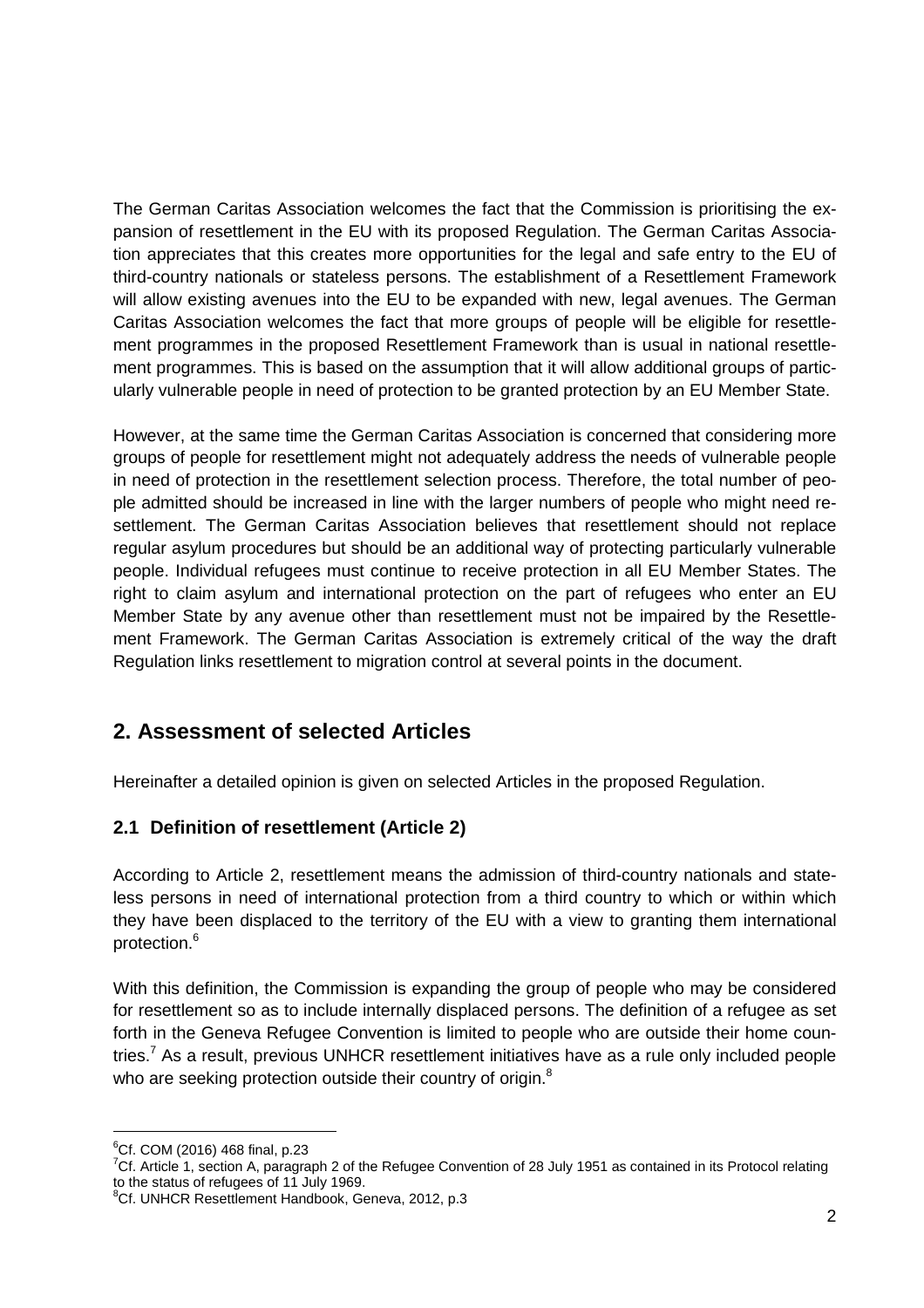The German Caritas Association welcomes the fact that the Commission is prioritising the expansion of resettlement in the EU with its proposed Regulation. The German Caritas Association appreciates that this creates more opportunities for the legal and safe entry to the EU of third-country nationals or stateless persons. The establishment of a Resettlement Framework will allow existing avenues into the EU to be expanded with new, legal avenues. The German Caritas Association welcomes the fact that more groups of people will be eligible for resettlement programmes in the proposed Resettlement Framework than is usual in national resettlement programmes. This is based on the assumption that it will allow additional groups of particularly vulnerable people in need of protection to be granted protection by an EU Member State.

However, at the same time the German Caritas Association is concerned that considering more groups of people for resettlement might not adequately address the needs of vulnerable people in need of protection in the resettlement selection process. Therefore, the total number of people admitted should be increased in line with the larger numbers of people who might need resettlement. The German Caritas Association believes that resettlement should not replace regular asylum procedures but should be an additional way of protecting particularly vulnerable people. Individual refugees must continue to receive protection in all EU Member States. The right to claim asylum and international protection on the part of refugees who enter an EU Member State by any avenue other than resettlement must not be impaired by the Resettlement Framework. The German Caritas Association is extremely critical of the way the draft Regulation links resettlement to migration control at several points in the document.

## 2. Assessment of selected Articles

Hereinafter a detailed opinion is given on selected Articles in the proposed Regulation.

### 2.1 Definition of resettlement (Article 2)

According to Article 2, resettlement means the admission of third-country nationals and stateless persons in need of international protection from a third country to which or within which they have been displaced to the territory of the EU with a view to granting them international protection.[6]

With this definition, the Commission is expanding the group of people who may be considered for resettlement so as to include internally displaced persons. The definition of a refugee as set forth in the Geneva Refugee Convention is limited to people who are outside their home countries.[7] As a result, previous UNHCR resettlement initiatives have as a rule only included people who are seeking protection outside their country of origin.[8]

---

[6] Cf. COM (2016) 468 final, p.23

[7] Cf. Article 1, section A, paragraph 2 of the Refugee Convention of 28 July 1951 as contained in its Protocol relating to the status of refugees of 11 July 1969.

[8] Cf. UNHCR Resettlement Handbook, Geneva, 2012, p.3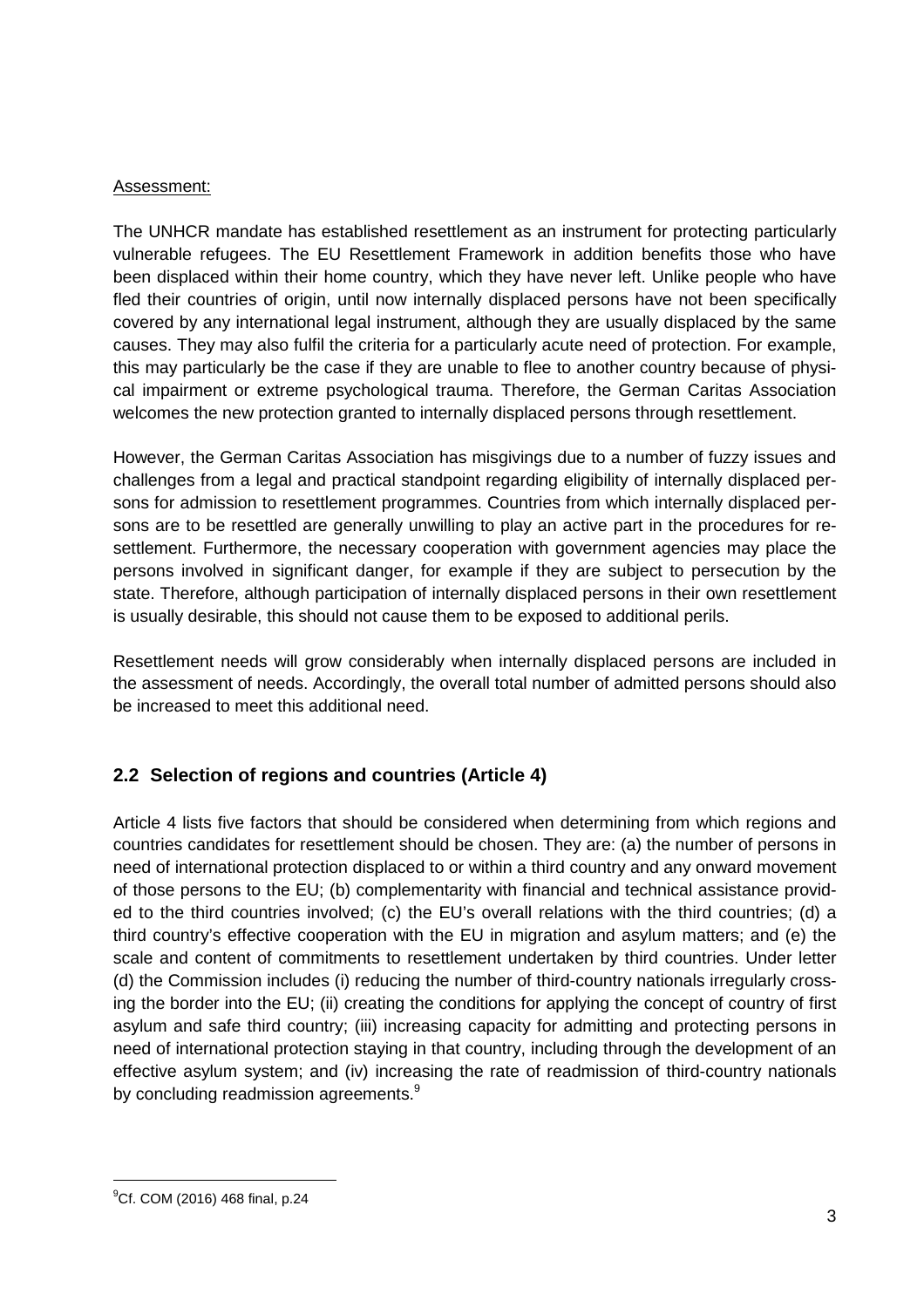Assessment:

The UNHCR mandate has established resettlement as an instrument for protecting particularly vulnerable refugees. The EU Resettlement Framework in addition benefits those who have been displaced within their home country, which they have never left. Unlike people who have fled their countries of origin, until now internally displaced persons have not been specifically covered by any international legal instrument, although they are usually displaced by the same causes. They may also fulfil the criteria for a particularly acute need of protection. For example, this may particularly be the case if they are unable to flee to another country because of physical impairment or extreme psychological trauma. Therefore, the German Caritas Association welcomes the new protection granted to internally displaced persons through resettlement.

However, the German Caritas Association has misgivings due to a number of fuzzy issues and challenges from a legal and practical standpoint regarding eligibility of internally displaced persons for admission to resettlement programmes. Countries from which internally displaced persons are to be resettled are generally unwilling to play an active part in the procedures for resettlement. Furthermore, the necessary cooperation with government agencies may place the persons involved in significant danger, for example if they are subject to persecution by the state. Therefore, although participation of internally displaced persons in their own resettlement is usually desirable, this should not cause them to be exposed to additional perils.

Resettlement needs will grow considerably when internally displaced persons are included in the assessment of needs. Accordingly, the overall total number of admitted persons should also be increased to meet this additional need.

## 2.2 Selection of regions and countries (Article 4)

Article 4 lists five factors that should be considered when determining from which regions and countries candidates for resettlement should be chosen. They are: (a) the number of persons in need of international protection displaced to or within a third country and any onward movement of those persons to the EU; (b) complementarity with financial and technical assistance provided to the third countries involved; (c) the EU's overall relations with the third countries; (d) a third country's effective cooperation with the EU in migration and asylum matters; and (e) the scale and content of commitments to resettlement undertaken by third countries. Under letter (d) the Commission includes (i) reducing the number of third-country nationals irregularly crossing the border into the EU; (ii) creating the conditions for applying the concept of country of first asylum and safe third country; (iii) increasing capacity for admitting and protecting persons in need of international protection staying in that country, including through the development of an effective asylum system; and (iv) increasing the rate of readmission of third-country nationals by concluding readmission agreements.[9]

[9] Cf. COM (2016) 468 final, p.24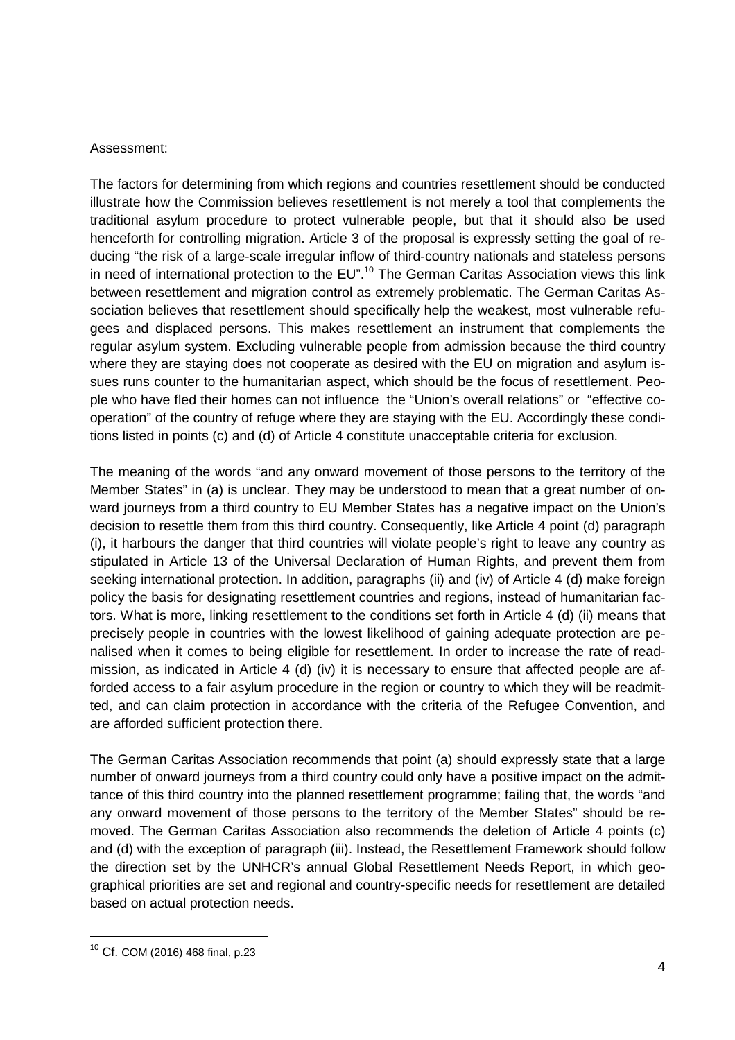Assessment:

The factors for determining from which regions and countries resettlement should be conducted illustrate how the Commission believes resettlement is not merely a tool that complements the traditional asylum procedure to protect vulnerable people, but that it should also be used henceforth for controlling migration. Article 3 of the proposal is expressly setting the goal of reducing "the risk of a large-scale irregular inflow of third-country nationals and stateless persons in need of international protection to the EU".[10] The German Caritas Association views this link between resettlement and migration control as extremely problematic. The German Caritas Association believes that resettlement should specifically help the weakest, most vulnerable refugees and displaced persons. This makes resettlement an instrument that complements the regular asylum system. Excluding vulnerable people from admission because the third country where they are staying does not cooperate as desired with the EU on migration and asylum issues runs counter to the humanitarian aspect, which should be the focus of resettlement. People who have fled their homes can not influence the "Union's overall relations" or "effective cooperation" of the country of refuge where they are staying with the EU. Accordingly these conditions listed in points (c) and (d) of Article 4 constitute unacceptable criteria for exclusion.

The meaning of the words "and any onward movement of those persons to the territory of the Member States" in (a) is unclear. They may be understood to mean that a great number of onward journeys from a third country to EU Member States has a negative impact on the Union's decision to resettle them from this third country. Consequently, like Article 4 point (d) paragraph (i), it harbours the danger that third countries will violate people's right to leave any country as stipulated in Article 13 of the Universal Declaration of Human Rights, and prevent them from seeking international protection. In addition, paragraphs (ii) and (iv) of Article 4 (d) make foreign policy the basis for designating resettlement countries and regions, instead of humanitarian factors. What is more, linking resettlement to the conditions set forth in Article 4 (d) (ii) means that precisely people in countries with the lowest likelihood of gaining adequate protection are penalised when it comes to being eligible for resettlement. In order to increase the rate of readmission, as indicated in Article 4 (d) (iv) it is necessary to ensure that affected people are afforded access to a fair asylum procedure in the region or country to which they will be readmitted, and can claim protection in accordance with the criteria of the Refugee Convention, and are afforded sufficient protection there.

The German Caritas Association recommends that point (a) should expressly state that a large number of onward journeys from a third country could only have a positive impact on the admittance of this third country into the planned resettlement programme; failing that, the words "and any onward movement of those persons to the territory of the Member States" should be removed. The German Caritas Association also recommends the deletion of Article 4 points (c) and (d) with the exception of paragraph (iii). Instead, the Resettlement Framework should follow the direction set by the UNHCR's annual Global Resettlement Needs Report, in which geographical priorities are set and regional and country-specific needs for resettlement are detailed based on actual protection needs.

---

[10] Cf. COM (2016) 468 final, p.23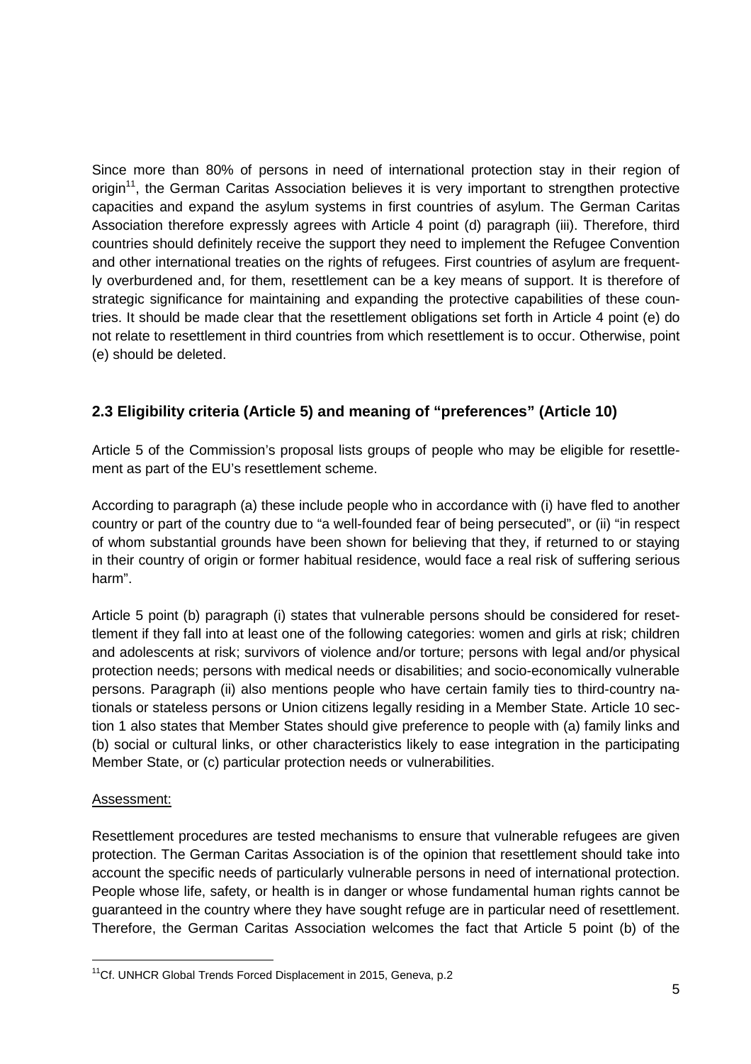Since more than 80% of persons in need of international protection stay in their region of origin[11], the German Caritas Association believes it is very important to strengthen protective capacities and expand the asylum systems in first countries of asylum. The German Caritas Association therefore expressly agrees with Article 4 point (d) paragraph (iii). Therefore, third countries should definitely receive the support they need to implement the Refugee Convention and other international treaties on the rights of refugees. First countries of asylum are frequently overburdened and, for them, resettlement can be a key means of support. It is therefore of strategic significance for maintaining and expanding the protective capabilities of these countries. It should be made clear that the resettlement obligations set forth in Article 4 point (e) do not relate to resettlement in third countries from which resettlement is to occur. Otherwise, point (e) should be deleted.

## 2.3 Eligibility criteria (Article 5) and meaning of "preferences" (Article 10)

Article 5 of the Commission's proposal lists groups of people who may be eligible for resettlement as part of the EU's resettlement scheme.

According to paragraph (a) these include people who in accordance with (i) have fled to another country or part of the country due to "a well-founded fear of being persecuted", or (ii) "in respect of whom substantial grounds have been shown for believing that they, if returned to or staying in their country of origin or former habitual residence, would face a real risk of suffering serious harm".

Article 5 point (b) paragraph (i) states that vulnerable persons should be considered for resettlement if they fall into at least one of the following categories: women and girls at risk; children and adolescents at risk; survivors of violence and/or torture; persons with legal and/or physical protection needs; persons with medical needs or disabilities; and socio-economically vulnerable persons. Paragraph (ii) also mentions people who have certain family ties to third-country nationals or stateless persons or Union citizens legally residing in a Member State. Article 10 section 1 also states that Member States should give preference to people with (a) family links and (b) social or cultural links, or other characteristics likely to ease integration in the participating Member State, or (c) particular protection needs or vulnerabilities.

Assessment:

Resettlement procedures are tested mechanisms to ensure that vulnerable refugees are given protection. The German Caritas Association is of the opinion that resettlement should take into account the specific needs of particularly vulnerable persons in need of international protection. People whose life, safety, or health is in danger or whose fundamental human rights cannot be guaranteed in the country where they have sought refuge are in particular need of resettlement. Therefore, the German Caritas Association welcomes the fact that Article 5 point (b) of the

[11] Cf. UNHCR Global Trends Forced Displacement in 2015, Geneva, p.2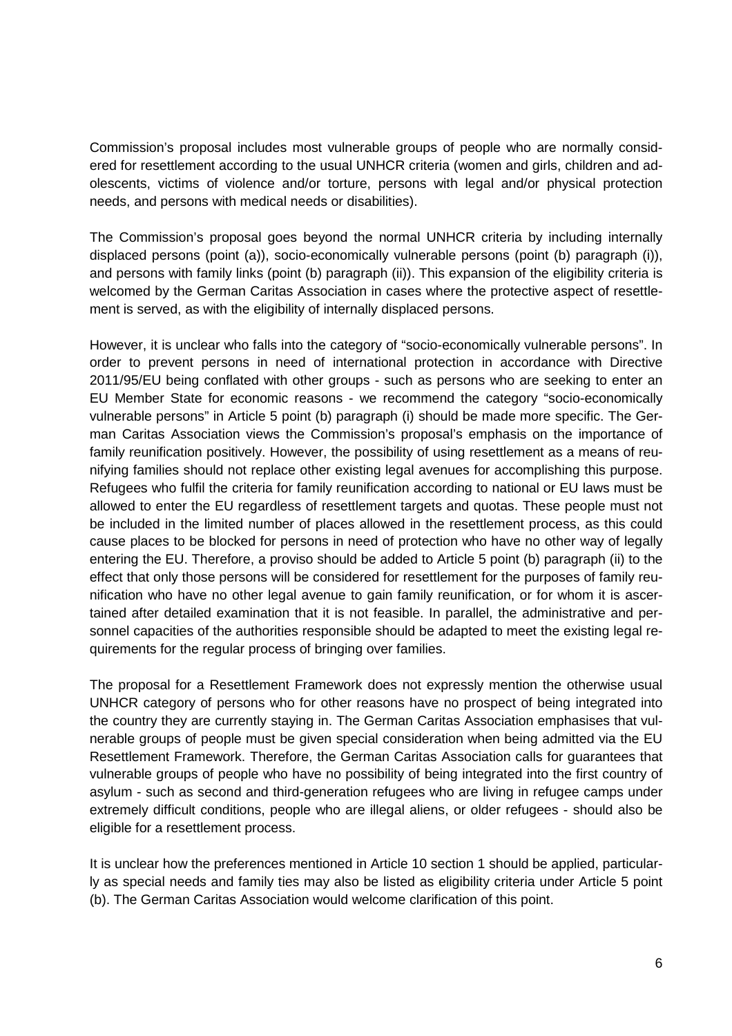Commission's proposal includes most vulnerable groups of people who are normally considered for resettlement according to the usual UNHCR criteria (women and girls, children and adolescents, victims of violence and/or torture, persons with legal and/or physical protection needs, and persons with medical needs or disabilities).

The Commission's proposal goes beyond the normal UNHCR criteria by including internally displaced persons (point (a)), socio-economically vulnerable persons (point (b) paragraph (i)), and persons with family links (point (b) paragraph (ii)). This expansion of the eligibility criteria is welcomed by the German Caritas Association in cases where the protective aspect of resettlement is served, as with the eligibility of internally displaced persons.

However, it is unclear who falls into the category of "socio-economically vulnerable persons". In order to prevent persons in need of international protection in accordance with Directive 2011/95/EU being conflated with other groups - such as persons who are seeking to enter an EU Member State for economic reasons - we recommend the category "socio-economically vulnerable persons" in Article 5 point (b) paragraph (i) should be made more specific. The German Caritas Association views the Commission's proposal's emphasis on the importance of family reunification positively. However, the possibility of using resettlement as a means of reunifying families should not replace other existing legal avenues for accomplishing this purpose. Refugees who fulfil the criteria for family reunification according to national or EU laws must be allowed to enter the EU regardless of resettlement targets and quotas. These people must not be included in the limited number of places allowed in the resettlement process, as this could cause places to be blocked for persons in need of protection who have no other way of legally entering the EU. Therefore, a proviso should be added to Article 5 point (b) paragraph (ii) to the effect that only those persons will be considered for resettlement for the purposes of family reunification who have no other legal avenue to gain family reunification, or for whom it is ascertained after detailed examination that it is not feasible. In parallel, the administrative and personnel capacities of the authorities responsible should be adapted to meet the existing legal requirements for the regular process of bringing over families.

The proposal for a Resettlement Framework does not expressly mention the otherwise usual UNHCR category of persons who for other reasons have no prospect of being integrated into the country they are currently staying in. The German Caritas Association emphasises that vulnerable groups of people must be given special consideration when being admitted via the EU Resettlement Framework. Therefore, the German Caritas Association calls for guarantees that vulnerable groups of people who have no possibility of being integrated into the first country of asylum - such as second and third-generation refugees who are living in refugee camps under extremely difficult conditions, people who are illegal aliens, or older refugees - should also be eligible for a resettlement process.

It is unclear how the preferences mentioned in Article 10 section 1 should be applied, particularly as special needs and family ties may also be listed as eligibility criteria under Article 5 point (b). The German Caritas Association would welcome clarification of this point.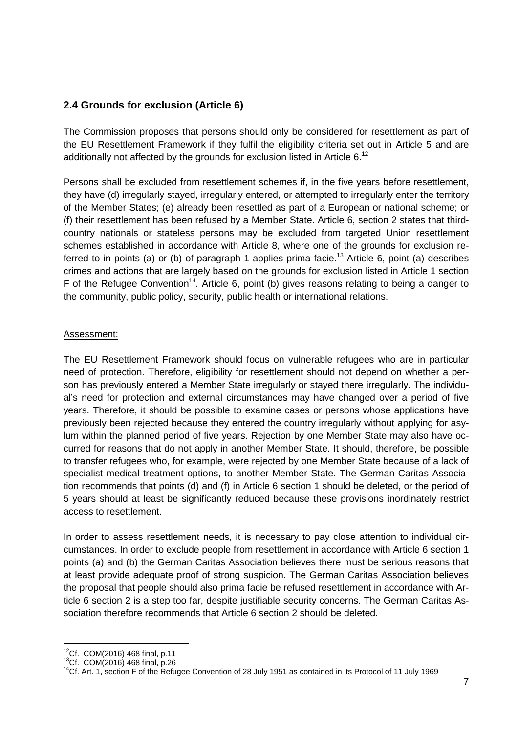## 2.4 Grounds for exclusion (Article 6)

The Commission proposes that persons should only be considered for resettlement as part of the EU Resettlement Framework if they fulfil the eligibility criteria set out in Article 5 and are additionally not affected by the grounds for exclusion listed in Article 6.[12]

Persons shall be excluded from resettlement schemes if, in the five years before resettlement, they have (d) irregularly stayed, irregularly entered, or attempted to irregularly enter the territory of the Member States; (e) already been resettled as part of a European or national scheme; or (f) their resettlement has been refused by a Member State. Article 6, section 2 states that third-country nationals or stateless persons may be excluded from targeted Union resettlement schemes established in accordance with Article 8, where one of the grounds for exclusion referred to in points (a) or (b) of paragraph 1 applies prima facie.[13] Article 6, point (a) describes crimes and actions that are largely based on the grounds for exclusion listed in Article 1 section F of the Refugee Convention[14]. Article 6, point (b) gives reasons relating to being a danger to the community, public policy, security, public health or international relations.

Assessment:

The EU Resettlement Framework should focus on vulnerable refugees who are in particular need of protection. Therefore, eligibility for resettlement should not depend on whether a person has previously entered a Member State irregularly or stayed there irregularly. The individual's need for protection and external circumstances may have changed over a period of five years. Therefore, it should be possible to examine cases or persons whose applications have previously been rejected because they entered the country irregularly without applying for asylum within the planned period of five years. Rejection by one Member State may also have occurred for reasons that do not apply in another Member State. It should, therefore, be possible to transfer refugees who, for example, were rejected by one Member State because of a lack of specialist medical treatment options, to another Member State. The German Caritas Association recommends that points (d) and (f) in Article 6 section 1 should be deleted, or the period of 5 years should at least be significantly reduced because these provisions inordinately restrict access to resettlement.

In order to assess resettlement needs, it is necessary to pay close attention to individual circumstances. In order to exclude people from resettlement in accordance with Article 6 section 1 points (a) and (b) the German Caritas Association believes there must be serious reasons that at least provide adequate proof of strong suspicion. The German Caritas Association believes the proposal that people should also prima facie be refused resettlement in accordance with Article 6 section 2 is a step too far, despite justifiable security concerns. The German Caritas Association therefore recommends that Article 6 section 2 should be deleted.

---

[12] Cf. COM(2016) 468 final, p.11

[13] Cf. COM(2016) 468 final, p.26

[14] Cf. Art. 1, section F of the Refugee Convention of 28 July 1951 as contained in its Protocol of 11 July 1969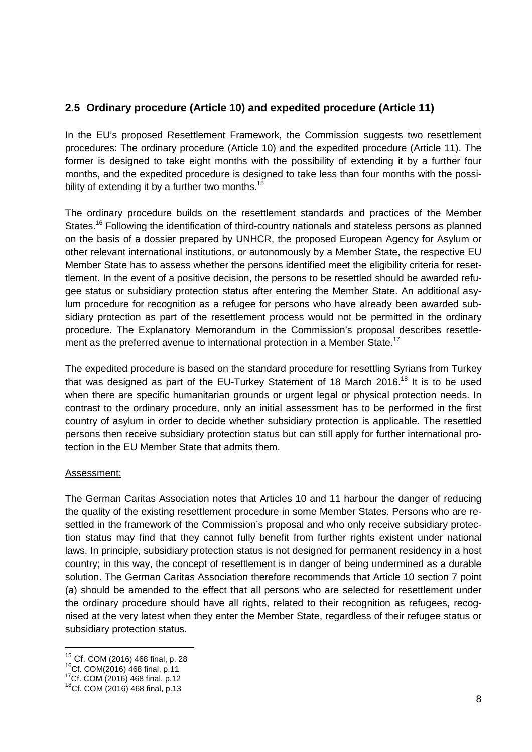## 2.5 Ordinary procedure (Article 10) and expedited procedure (Article 11)

In the EU's proposed Resettlement Framework, the Commission suggests two resettlement procedures: The ordinary procedure (Article 10) and the expedited procedure (Article 11). The former is designed to take eight months with the possibility of extending it by a further four months, and the expedited procedure is designed to take less than four months with the possibility of extending it by a further two months.[15]

The ordinary procedure builds on the resettlement standards and practices of the Member States.[16] Following the identification of third-country nationals and stateless persons as planned on the basis of a dossier prepared by UNHCR, the proposed European Agency for Asylum or other relevant international institutions, or autonomously by a Member State, the respective EU Member State has to assess whether the persons identified meet the eligibility criteria for resettlement. In the event of a positive decision, the persons to be resettled should be awarded refugee status or subsidiary protection status after entering the Member State. An additional asylum procedure for recognition as a refugee for persons who have already been awarded subsidiary protection as part of the resettlement process would not be permitted in the ordinary procedure. The Explanatory Memorandum in the Commission's proposal describes resettlement as the preferred avenue to international protection in a Member State.[17]

The expedited procedure is based on the standard procedure for resettling Syrians from Turkey that was designed as part of the EU-Turkey Statement of 18 March 2016.[18] It is to be used when there are specific humanitarian grounds or urgent legal or physical protection needs. In contrast to the ordinary procedure, only an initial assessment has to be performed in the first country of asylum in order to decide whether subsidiary protection is applicable. The resettled persons then receive subsidiary protection status but can still apply for further international protection in the EU Member State that admits them.

Assessment:

The German Caritas Association notes that Articles 10 and 11 harbour the danger of reducing the quality of the existing resettlement procedure in some Member States. Persons who are resettled in the framework of the Commission's proposal and who only receive subsidiary protection status may find that they cannot fully benefit from further rights existent under national laws. In principle, subsidiary protection status is not designed for permanent residency in a host country; in this way, the concept of resettlement is in danger of being undermined as a durable solution. The German Caritas Association therefore recommends that Article 10 section 7 point (a) should be amended to the effect that all persons who are selected for resettlement under the ordinary procedure should have all rights, related to their recognition as refugees, recognised at the very latest when they enter the Member State, regardless of their refugee status or subsidiary protection status.

---

[15] Cf. COM (2016) 468 final, p. 28
[16] Cf. COM(2016) 468 final, p.11
[17] Cf. COM (2016) 468 final, p.12
[18] Cf. COM (2016) 468 final, p.13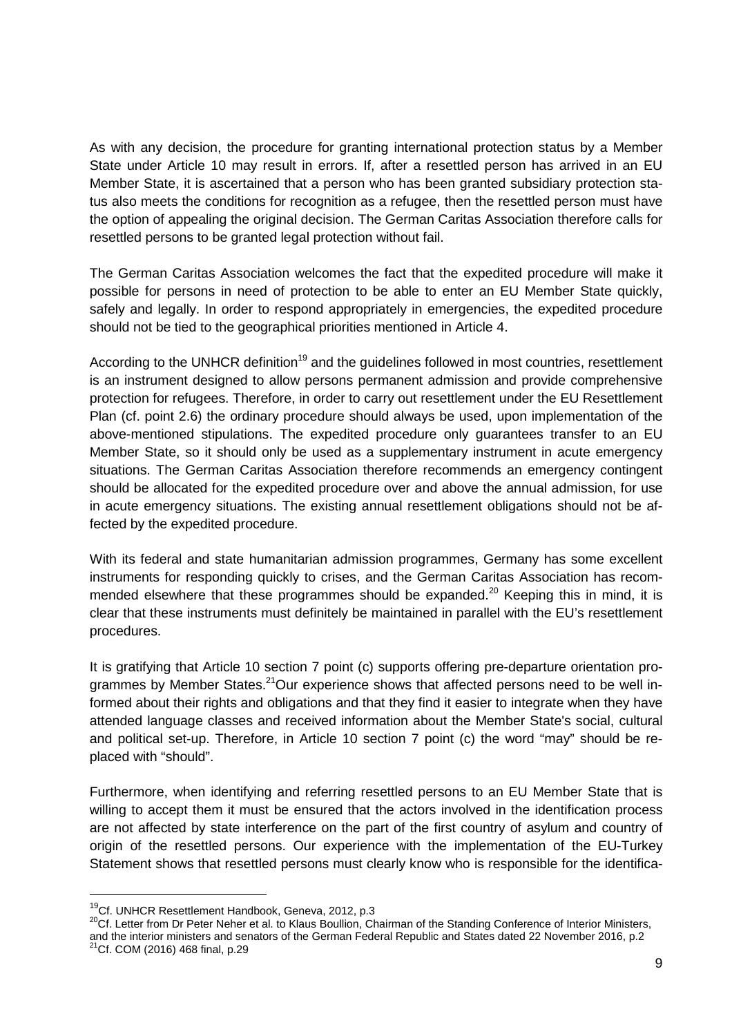As with any decision, the procedure for granting international protection status by a Member State under Article 10 may result in errors. If, after a resettled person has arrived in an EU Member State, it is ascertained that a person who has been granted subsidiary protection status also meets the conditions for recognition as a refugee, then the resettled person must have the option of appealing the original decision. The German Caritas Association therefore calls for resettled persons to be granted legal protection without fail.

The German Caritas Association welcomes the fact that the expedited procedure will make it possible for persons in need of protection to be able to enter an EU Member State quickly, safely and legally. In order to respond appropriately in emergencies, the expedited procedure should not be tied to the geographical priorities mentioned in Article 4.

According to the UNHCR definition[19] and the guidelines followed in most countries, resettlement is an instrument designed to allow persons permanent admission and provide comprehensive protection for refugees. Therefore, in order to carry out resettlement under the EU Resettlement Plan (cf. point 2.6) the ordinary procedure should always be used, upon implementation of the above-mentioned stipulations. The expedited procedure only guarantees transfer to an EU Member State, so it should only be used as a supplementary instrument in acute emergency situations. The German Caritas Association therefore recommends an emergency contingent should be allocated for the expedited procedure over and above the annual admission, for use in acute emergency situations. The existing annual resettlement obligations should not be affected by the expedited procedure.

With its federal and state humanitarian admission programmes, Germany has some excellent instruments for responding quickly to crises, and the German Caritas Association has recommended elsewhere that these programmes should be expanded.[20] Keeping this in mind, it is clear that these instruments must definitely be maintained in parallel with the EU's resettlement procedures.

It is gratifying that Article 10 section 7 point (c) supports offering pre-departure orientation programmes by Member States.[21] Our experience shows that affected persons need to be well informed about their rights and obligations and that they find it easier to integrate when they have attended language classes and received information about the Member State's social, cultural and political set-up. Therefore, in Article 10 section 7 point (c) the word "may" should be replaced with "should".

Furthermore, when identifying and referring resettled persons to an EU Member State that is willing to accept them it must be ensured that the actors involved in the identification process are not affected by state interference on the part of the first country of asylum and country of origin of the resettled persons. Our experience with the implementation of the EU-Turkey Statement shows that resettled persons must clearly know who is responsible for the identifica-

---

[19] Cf. UNHCR Resettlement Handbook, Geneva, 2012, p.3

[20] Cf. Letter from Dr Peter Neher et al. to Klaus Boullion, Chairman of the Standing Conference of Interior Ministers, and the interior ministers and senators of the German Federal Republic and States dated 22 November 2016, p.2

[21] Cf. COM (2016) 468 final, p.29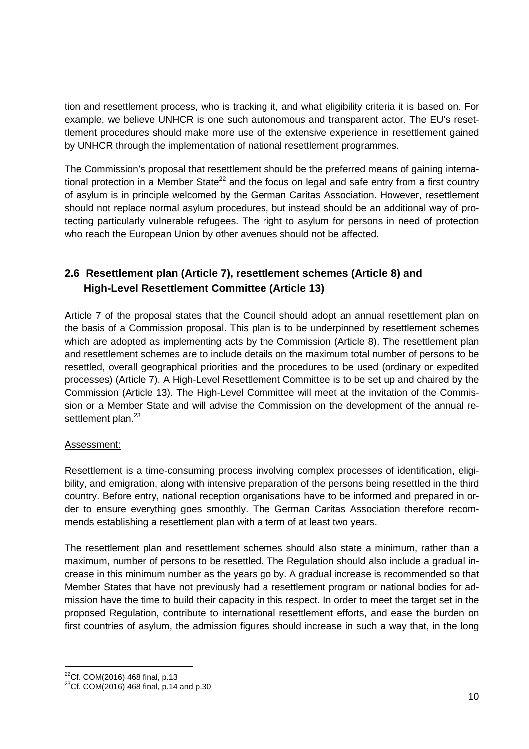tion and resettlement process, who is tracking it, and what eligibility criteria it is based on. For example, we believe UNHCR is one such autonomous and transparent actor. The EU's resettlement procedures should make more use of the extensive experience in resettlement gained by UNHCR through the implementation of national resettlement programmes.

The Commission's proposal that resettlement should be the preferred means of gaining international protection in a Member State[22] and the focus on legal and safe entry from a first country of asylum is in principle welcomed by the German Caritas Association. However, resettlement should not replace normal asylum procedures, but instead should be an additional way of protecting particularly vulnerable refugees. The right to asylum for persons in need of protection who reach the European Union by other avenues should not be affected.

## 2.6 Resettlement plan (Article 7), resettlement schemes (Article 8) and High-Level Resettlement Committee (Article 13)

Article 7 of the proposal states that the Council should adopt an annual resettlement plan on the basis of a Commission proposal. This plan is to be underpinned by resettlement schemes which are adopted as implementing acts by the Commission (Article 8). The resettlement plan and resettlement schemes are to include details on the maximum total number of persons to be resettled, overall geographical priorities and the procedures to be used (ordinary or expedited processes) (Article 7). A High-Level Resettlement Committee is to be set up and chaired by the Commission (Article 13). The High-Level Committee will meet at the invitation of the Commission or a Member State and will advise the Commission on the development of the annual resettlement plan.[23]

Assessment:

Resettlement is a time-consuming process involving complex processes of identification, eligibility, and emigration, along with intensive preparation of the persons being resettled in the third country. Before entry, national reception organisations have to be informed and prepared in order to ensure everything goes smoothly. The German Caritas Association therefore recommends establishing a resettlement plan with a term of at least two years.

The resettlement plan and resettlement schemes should also state a minimum, rather than a maximum, number of persons to be resettled. The Regulation should also include a gradual increase in this minimum number as the years go by. A gradual increase is recommended so that Member States that have not previously had a resettlement program or national bodies for admission have the time to build their capacity in this respect. In order to meet the target set in the proposed Regulation, contribute to international resettlement efforts, and ease the burden on first countries of asylum, the admission figures should increase in such a way that, in the long

---

[22] Cf. COM(2016) 468 final, p.13

[23] Cf. COM(2016) 468 final, p.14 and p.30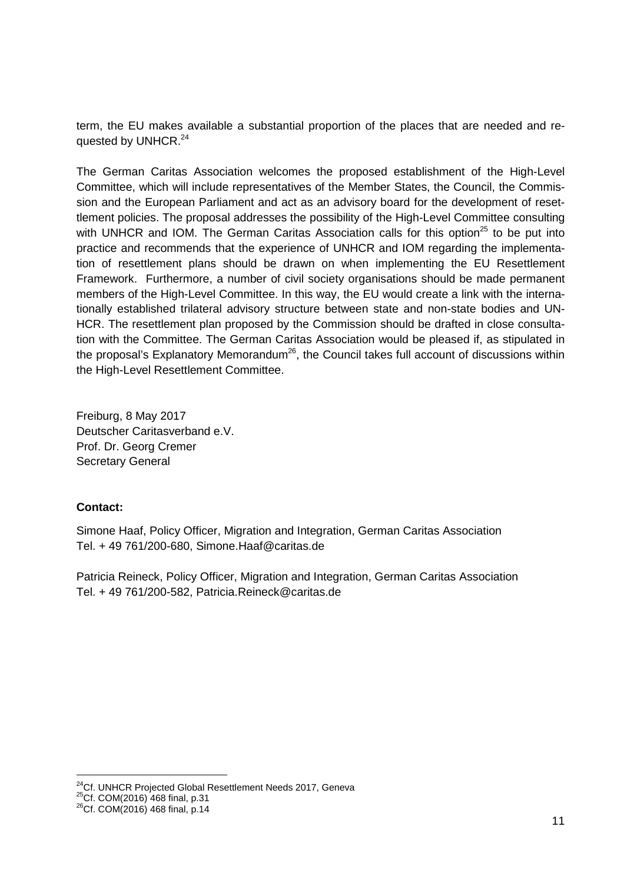term, the EU makes available a substantial proportion of the places that are needed and requested by UNHCR.[24]

The German Caritas Association welcomes the proposed establishment of the High-Level Committee, which will include representatives of the Member States, the Council, the Commission and the European Parliament and act as an advisory board for the development of resettlement policies. The proposal addresses the possibility of the High-Level Committee consulting with UNHCR and IOM. The German Caritas Association calls for this option[25] to be put into practice and recommends that the experience of UNHCR and IOM regarding the implementation of resettlement plans should be drawn on when implementing the EU Resettlement Framework. Furthermore, a number of civil society organisations should be made permanent members of the High-Level Committee. In this way, the EU would create a link with the internationally established trilateral advisory structure between state and non-state bodies and UNHCR. The resettlement plan proposed by the Commission should be drafted in close consultation with the Committee. The German Caritas Association would be pleased if, as stipulated in the proposal's Explanatory Memorandum[26], the Council takes full account of discussions within the High-Level Resettlement Committee.

Freiburg, 8 May 2017
Deutscher Caritasverband e.V.
Prof. Dr. Georg Cremer
Secretary General

**Contact:**

Simone Haaf, Policy Officer, Migration and Integration, German Caritas Association
Tel. + 49 761/200-680, Simone.Haaf@caritas.de

Patricia Reineck, Policy Officer, Migration and Integration, German Caritas Association
Tel. + 49 761/200-582, Patricia.Reineck@caritas.de

---

[24] Cf. UNHCR Projected Global Resettlement Needs 2017, Geneva
[25] Cf. COM(2016) 468 final, p.31
[26] Cf. COM(2016) 468 final, p.14